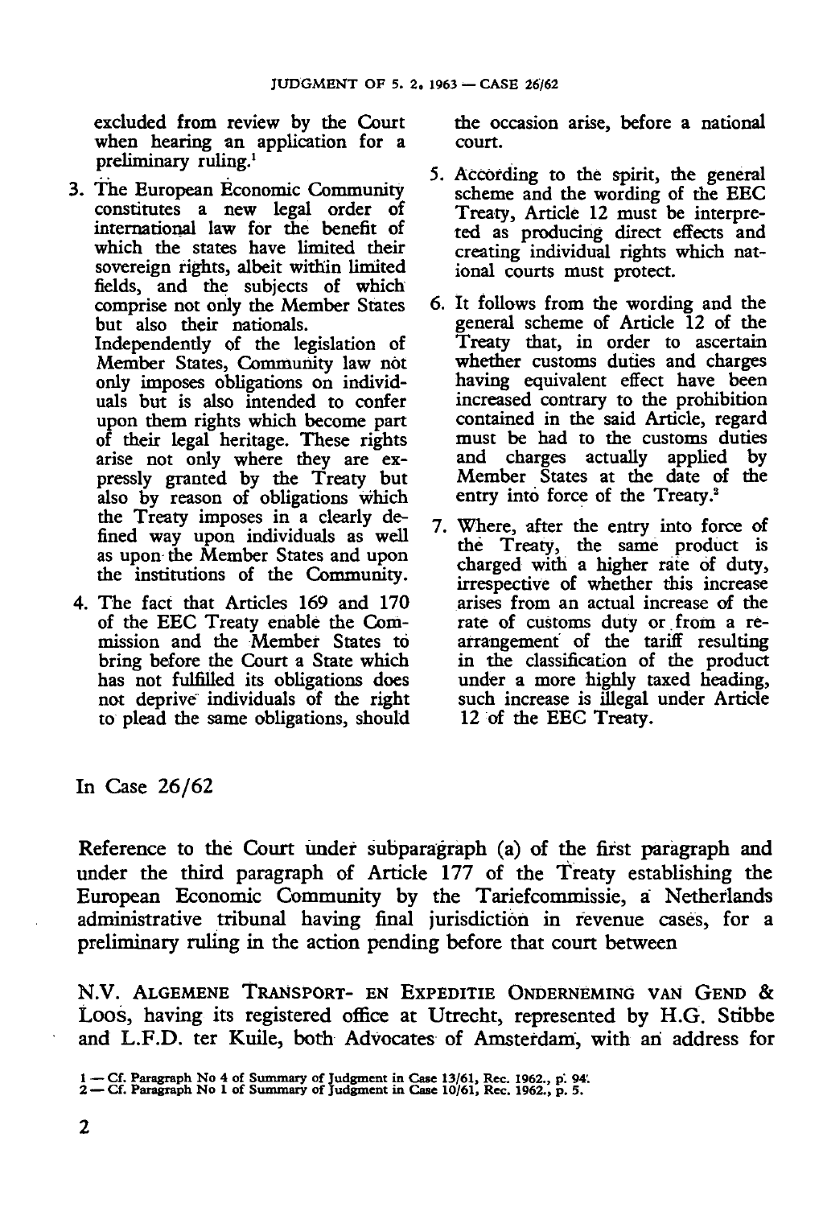excluded from review by the Court when hearing an application for a preliminary ruling.[1]

3. The European Economic Community constitutes a new legal order of international law for the benefit of which the states have limited their sovereign rights, albeit within limited fields, and the subjects of which comprise not only the Member States but also their nationals.
   Independently of the legislation of Member States, Community law not only imposes obligations on individuals but is also intended to confer upon them rights which become part of their legal heritage. These rights arise not only where they are expressly granted by the Treaty but also by reason of obligations which the Treaty imposes in a clearly defined way upon individuals as well as upon the Member States and upon the institutions of the Community.

4. The fact that Articles 169 and 170 of the EEC Treaty enable the Commission and the Member States to bring before the Court a State which has not fulfilled its obligations does not deprive individuals of the right to plead the same obligations, should the occasion arise, before a national court.

5. According to the spirit, the general scheme and the wording of the EEC Treaty, Article 12 must be interpreted as producing direct effects and creating individual rights which national courts must protect.

6. It follows from the wording and the general scheme of Article 12 of the Treaty that, in order to ascertain whether customs duties and charges having equivalent effect have been increased contrary to the prohibition contained in the said Article, regard must be had to the customs duties and charges actually applied by Member States at the date of the entry into force of the Treaty.[2]

7. Where, after the entry into force of the Treaty, the same product is charged with a higher rate of duty, irrespective of whether this increase arises from an actual increase of the rate of customs duty or from a rearrangement of the tariff resulting in the classification of the product under a more highly taxed heading, such increase is illegal under Article 12 of the EEC Treaty.

In Case 26/62

Reference to the Court under subparagraph (a) of the first paragraph and under the third paragraph of Article 177 of the Treaty establishing the European Economic Community by the Tariefcommissie, a Netherlands administrative tribunal having final jurisdiction in revenue cases, for a preliminary ruling in the action pending before that court between

N.V. ALGEMENE TRANSPORT- EN EXPEDITIE ONDERNEMING VAN GEND & LOOS, having its registered office at Utrecht, represented by H.G. Stibbe and L.F.D. ter Kuile, both Advocates of Amsterdam, with an address for

1 — Cf. Paragraph No 4 of Summary of Judgment in Case 13/61, Rec. 1962., p. 94.
2 — Cf. Paragraph No 1 of Summary of Judgment in Case 10/61, Rec. 1962., p. 5.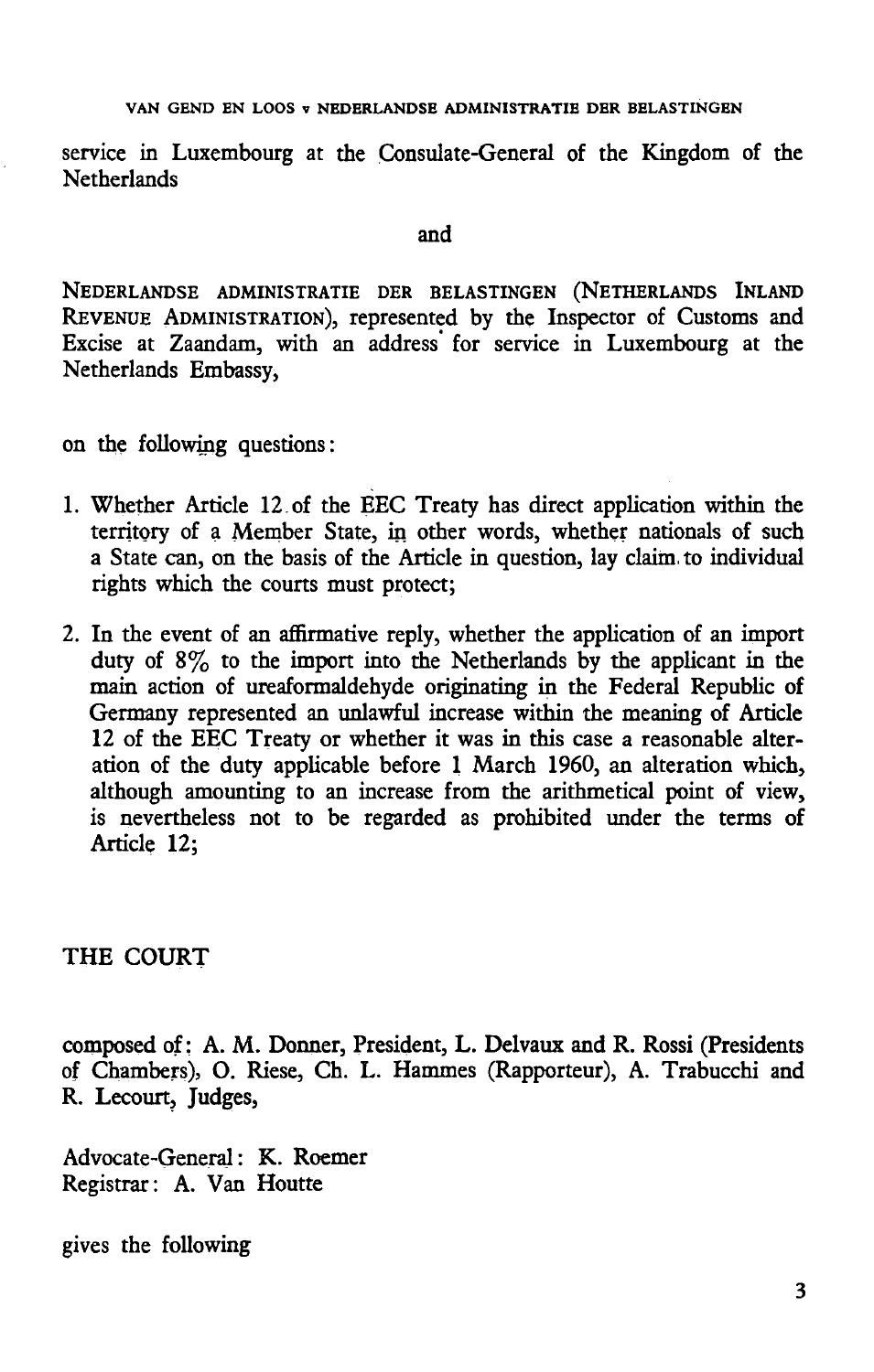service in Luxembourg at the Consulate-General of the Kingdom of the Netherlands

and

NEDERLANDSE ADMINISTRATIE DER BELASTINGEN (NETHERLANDS INLAND REVENUE ADMINISTRATION), represented by the Inspector of Customs and Excise at Zaandam, with an address for service in Luxembourg at the Netherlands Embassy,

on the following questions:

1. Whether Article 12 of the EEC Treaty has direct application within the territory of a Member State, in other words, whether nationals of such a State can, on the basis of the Article in question, lay claim to individual rights which the courts must protect;

2. In the event of an affirmative reply, whether the application of an import duty of 8% to the import into the Netherlands by the applicant in the main action of ureaformaldehyde originating in the Federal Republic of Germany represented an unlawful increase within the meaning of Article 12 of the EEC Treaty or whether it was in this case a reasonable alteration of the duty applicable before 1 March 1960, an alteration which, although amounting to an increase from the arithmetical point of view, is nevertheless not to be regarded as prohibited under the terms of Article 12;

THE COURT

composed of: A. M. Donner, President, L. Delvaux and R. Rossi (Presidents of Chambers), O. Riese, Ch. L. Hammes (Rapporteur), A. Trabucchi and R. Lecourt, Judges,

Advocate-General: K. Roemer
Registrar: A. Van Houtte

gives the following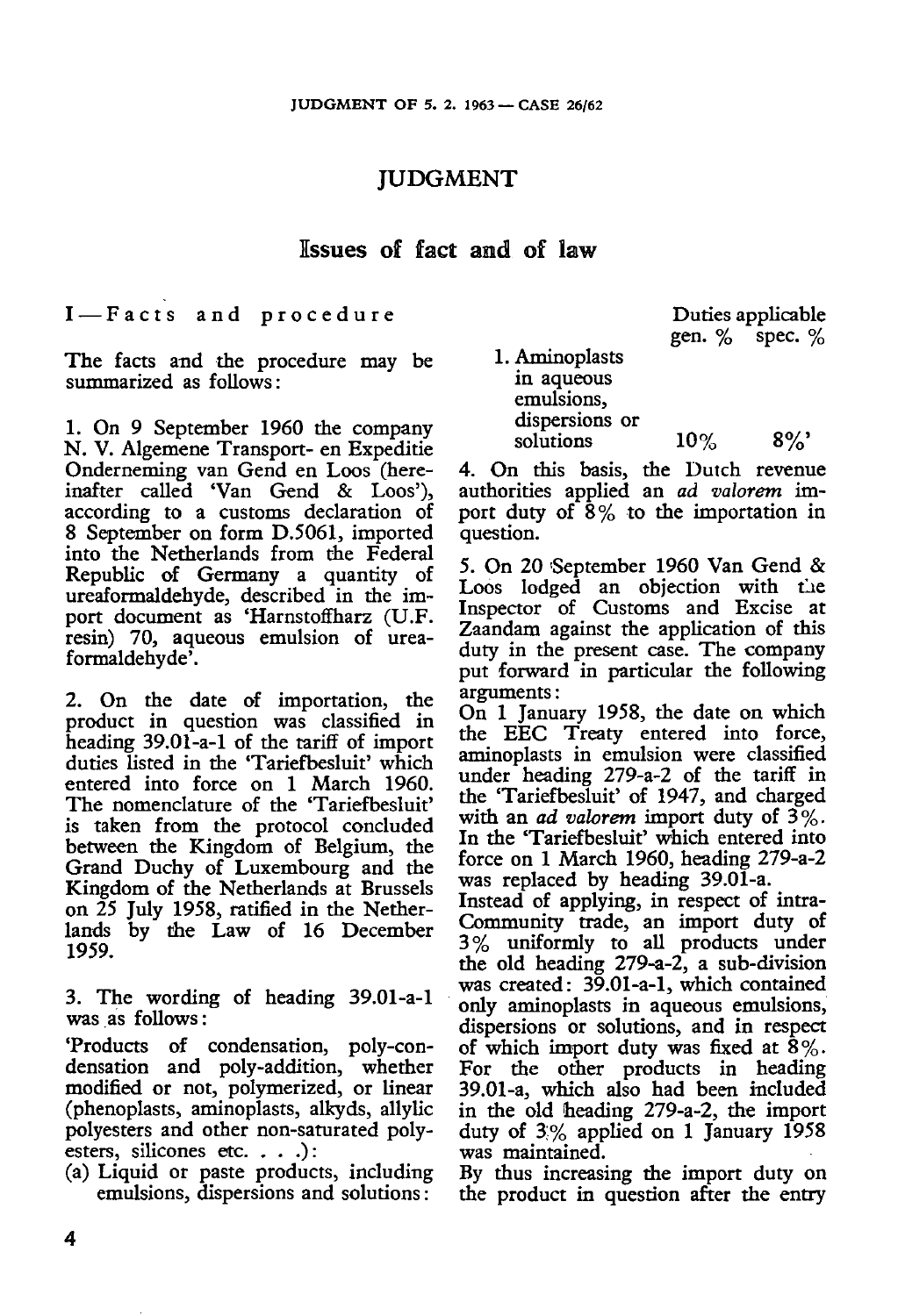# JUDGMENT

## Issues of fact and of law

### I — Facts and procedure

The facts and the procedure may be summarized as follows:

1. On 9 September 1960 the company N. V. Algemene Transport- en Expeditie Onderneming van Gend en Loos (hereinafter called 'Van Gend & Loos'), according to a customs declaration of 8 September on form D.5061, imported into the Netherlands from the Federal Republic of Germany a quantity of ureaformaldehyde, described in the import document as 'Harnstoffharz (U.F. resin) 70, aqueous emulsion of ureaformaldehyde'.

2. On the date of importation, the product in question was classified in heading 39.01-a-1 of the tariff of import duties listed in the 'Tariefbesluit' which entered into force on 1 March 1960. The nomenclature of the 'Tariefbesluit' is taken from the protocol concluded between the Kingdom of Belgium, the Grand Duchy of Luxembourg and the Kingdom of the Netherlands at Brussels on 25 July 1958, ratified in the Netherlands by the Law of 16 December 1959.

3. The wording of heading 39.01-a-1 was as follows:

'Products of condensation, poly-condensation and poly-addition, whether modified or not, polymerized, or linear (phenoplasts, aminoplasts, alkyds, allylic polyesters and other non-saturated polyesters, silicones etc. . . .):

(a) Liquid or paste products, including emulsions, dispersions and solutions:

| | Duties applicable gen. % | spec. % |
|---|---|---|
| 1. Aminoplasts in aqueous emulsions, dispersions or solutions | 10% | 8%' |

4. On this basis, the Dutch revenue authorities applied an *ad valorem* import duty of 8% to the importation in question.

5. On 20 September 1960 Van Gend & Loos lodged an objection with the Inspector of Customs and Excise at Zaandam against the application of this duty in the present case. The company put forward in particular the following arguments:

On 1 January 1958, the date on which the EEC Treaty entered into force, aminoplasts in emulsion were classified under heading 279-a-2 of the tariff in the 'Tariefbesluit' of 1947, and charged with an *ad valorem* import duty of 3%. In the 'Tariefbesluit' which entered into force on 1 March 1960, heading 279-a-2 was replaced by heading 39.01-a.

Instead of applying, in respect of intra-Community trade, an import duty of 3% uniformly to all products under the old heading 279-a-2, a sub-division was created: 39.01-a-1, which contained only aminoplasts in aqueous emulsions, dispersions or solutions, and in respect of which import duty was fixed at 8%. For the other products in heading 39.01-a, which also had been included in the old heading 279-a-2, the import duty of 3% applied on 1 January 1958 was maintained.

By thus increasing the import duty on the product in question after the entry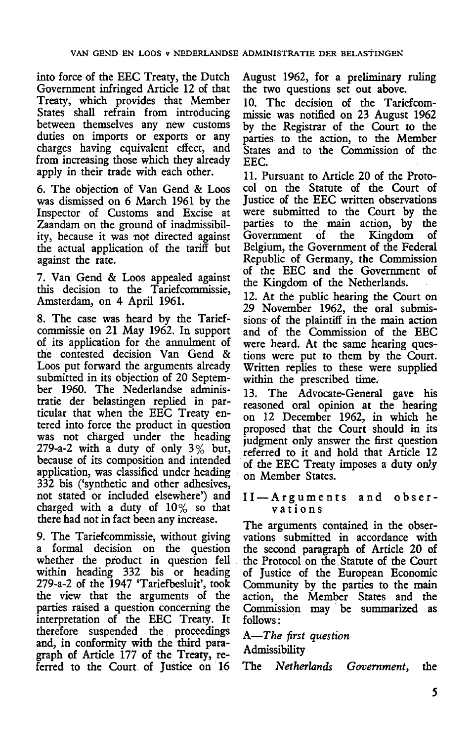into force of the EEC Treaty, the Dutch Government infringed Article 12 of that Treaty, which provides that Member States shall refrain from introducing between themselves any new customs duties on imports or exports or any charges having equivalent effect, and from increasing those which they already apply in their trade with each other.

6. The objection of Van Gend & Loos was dismissed on 6 March 1961 by the Inspector of Customs and Excise at Zaandam on the ground of inadmissibility, because it was not directed against the actual application of the tariff but against the rate.

7. Van Gend & Loos appealed against this decision to the Tariefcommissie, Amsterdam, on 4 April 1961.

8. The case was heard by the Tariefcommissie on 21 May 1962. In support of its application for the annulment of the contested decision Van Gend & Loos put forward the arguments already submitted in its objection of 20 September 1960. The Nederlandse administratie der belastingen replied in particular that when the EEC Treaty entered into force the product in question was not charged under the heading 279-a-2 with a duty of only 3% but, because of its composition and intended application, was classified under heading 332 bis ('synthetic and other adhesives, not stated or included elsewhere') and charged with a duty of 10% so that there had not in fact been any increase.

9. The Tariefcommissie, without giving a formal decision on the question whether the product in question fell within heading 332 bis or heading 279-a-2 of the 1947 'Tariefbesluit', took the view that the arguments of the parties raised a question concerning the interpretation of the EEC Treaty. It therefore suspended the proceedings and, in conformity with the third paragraph of Article 177 of the Treaty, referred to the Court of Justice on 16 August 1962, for a preliminary ruling the two questions set out above.

10. The decision of the Tariefcommissie was notified on 23 August 1962 by the Registrar of the Court to the parties to the action, to the Member States and to the Commission of the EEC.

11. Pursuant to Article 20 of the Protocol on the Statute of the Court of Justice of the EEC written observations were submitted to the Court by the parties to the main action, by the Government of the Kingdom of Belgium, the Government of the Federal Republic of Germany, the Commission of the EEC and the Government of the Kingdom of the Netherlands.

12. At the public hearing the Court on 29 November 1962, the oral submissions of the plaintiff in the main action and of the Commission of the EEC were heard. At the same hearing questions were put to them by the Court. Written replies to these were supplied within the prescribed time.

13. The Advocate-General gave his reasoned oral opinion at the hearing on 12 December 1962, in which he proposed that the Court should in its judgment only answer the first question referred to it and hold that Article 12 of the EEC Treaty imposes a duty only on Member States.

## II — Arguments and observations

The arguments contained in the observations submitted in accordance with the second paragraph of Article 20 of the Protocol on the Statute of the Court of Justice of the European Economic Community by the parties to the main action, the Member States and the Commission may be summarized as follows:

*A—The first question*

Admissibility

The *Netherlands Government,* the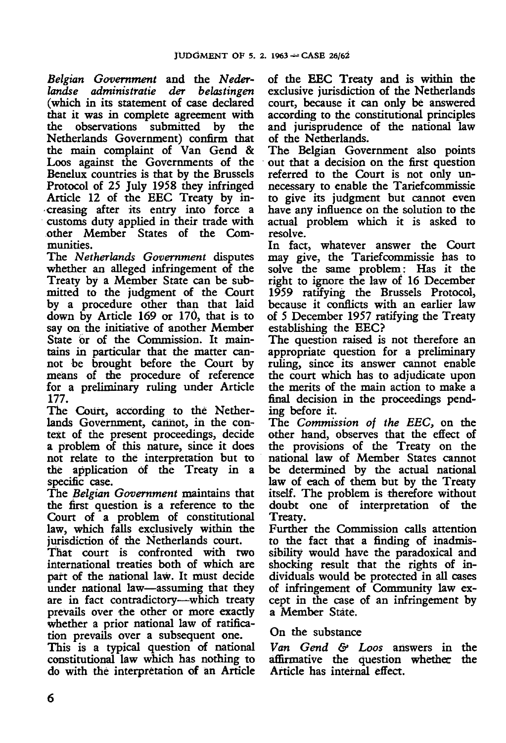*Belgian Government* and the *Nederlandse administratie der belastingen* (which in its statement of case declared that it was in complete agreement with the observations submitted by the Netherlands Government) confirm that the main complaint of Van Gend & Loos against the Governments of the Benelux countries is that by the Brussels Protocol of 25 July 1958 they infringed Article 12 of the EEC Treaty by increasing after its entry into force a customs duty applied in their trade with other Member States of the Communities.

The *Netherlands Government* disputes whether an alleged infringement of the Treaty by a Member State can be submitted to the judgment of the Court by a procedure other than that laid down by Article 169 or 170, that is to say on the initiative of another Member State or of the Commission. It maintains in particular that the matter cannot be brought before the Court by means of the procedure of reference for a preliminary ruling under Article 177.

The Court, according to the Netherlands Government, cannot, in the context of the present proceedings, decide a problem of this nature, since it does not relate to the interpretation but to the application of the Treaty in a specific case.

The *Belgian Government* maintains that the first question is a reference to the Court of a problem of constitutional law, which falls exclusively within the jurisdiction of the Netherlands court.

That court is confronted with two international treaties both of which are part of the national law. It must decide under national law—assuming that they are in fact contradictory—which treaty prevails over the other or more exactly whether a prior national law of ratification prevails over a subsequent one.

This is a typical question of national constitutional law which has nothing to do with the interpretation of an Article of the EEC Treaty and is within the exclusive jurisdiction of the Netherlands court, because it can only be answered according to the constitutional principles and jurisprudence of the national law of the Netherlands.

The Belgian Government also points out that a decision on the first question referred to the Court is not only unnecessary to enable the Tariefcommissie to give its judgment but cannot even have any influence on the solution to the actual problem which it is asked to resolve.

In fact, whatever answer the Court may give, the Tariefcommissie has to solve the same problem: Has it the right to ignore the law of 16 December 1959 ratifying the Brussels Protocol, because it conflicts with an earlier law of 5 December 1957 ratifying the Treaty establishing the EEC?

The question raised is not therefore an appropriate question for a preliminary ruling, since its answer cannot enable the court which has to adjudicate upon the merits of the main action to make a final decision in the proceedings pending before it.

The *Commission of the EEC*, on the other hand, observes that the effect of the provisions of the Treaty on the national law of Member States cannot be determined by the actual national law of each of them but by the Treaty itself. The problem is therefore without doubt one of interpretation of the Treaty.

Further the Commission calls attention to the fact that a finding of inadmissibility would have the paradoxical and shocking result that the rights of individuals would be protected in all cases of infringement of Community law except in the case of an infringement by a Member State.

On the substance

*Van Gend & Loos* answers in the affirmative the question whether the Article has internal effect.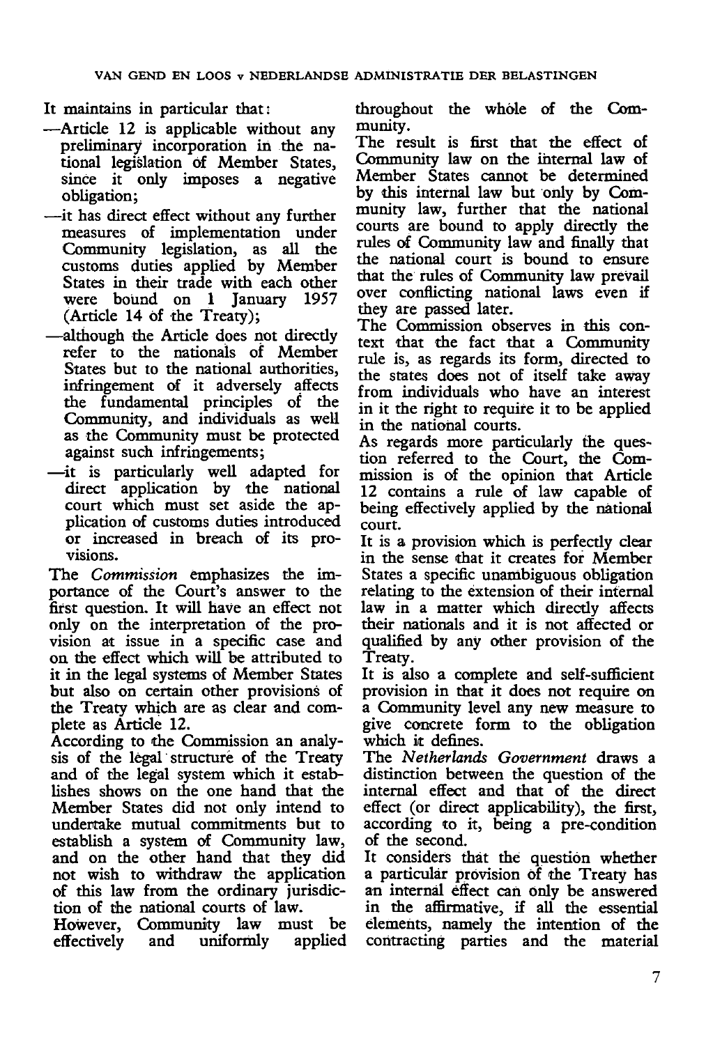It maintains in particular that:

- —Article 12 is applicable without any preliminary incorporation in the national legislation of Member States, since it only imposes a negative obligation;
- —it has direct effect without any further measures of implementation under Community legislation, as all the customs duties applied by Member States in their trade with each other were bound on 1 January 1957 (Article 14 of the Treaty);
- —although the Article does not directly refer to the nationals of Member States but to the national authorities, infringement of it adversely affects the fundamental principles of the Community, and individuals as well as the Community must be protected against such infringements;
- —it is particularly well adapted for direct application by the national court which must set aside the application of customs duties introduced or increased in breach of its provisions.

The *Commission* emphasizes the importance of the Court's answer to the first question. It will have an effect not only on the interpretation of the provision at issue in a specific case and on the effect which will be attributed to it in the legal systems of Member States but also on certain other provisions of the Treaty which are as clear and complete as Article 12.

According to the Commission an analysis of the legal structure of the Treaty and of the legal system which it establishes shows on the one hand that the Member States did not only intend to undertake mutual commitments but to establish a system of Community law, and on the other hand that they did not wish to withdraw the application of this law from the ordinary jurisdiction of the national courts of law.

However, Community law must be effectively and uniformly applied throughout the whole of the Community.

The result is first that the effect of Community law on the internal law of Member States cannot be determined by this internal law but only by Community law, further that the national courts are bound to apply directly the rules of Community law and finally that the national court is bound to ensure that the rules of Community law prevail over conflicting national laws even if they are passed later.

The Commission observes in this context that the fact that a Community rule is, as regards its form, directed to the states does not of itself take away from individuals who have an interest in it the right to require it to be applied in the national courts.

As regards more particularly the question referred to the Court, the Commission is of the opinion that Article 12 contains a rule of law capable of being effectively applied by the national court.

It is a provision which is perfectly clear in the sense that it creates for Member States a specific unambiguous obligation relating to the extension of their internal law in a matter which directly affects their nationals and it is not affected or qualified by any other provision of the Treaty.

It is also a complete and self-sufficient provision in that it does not require on a Community level any new measure to give concrete form to the obligation which it defines.

The *Netherlands Government* draws a distinction between the question of the internal effect and that of the direct effect (or direct applicability), the first, according to it, being a pre-condition of the second.

It considers that the question whether a particular provision of the Treaty has an internal effect can only be answered in the affirmative, if all the essential elements, namely the intention of the contracting parties and the material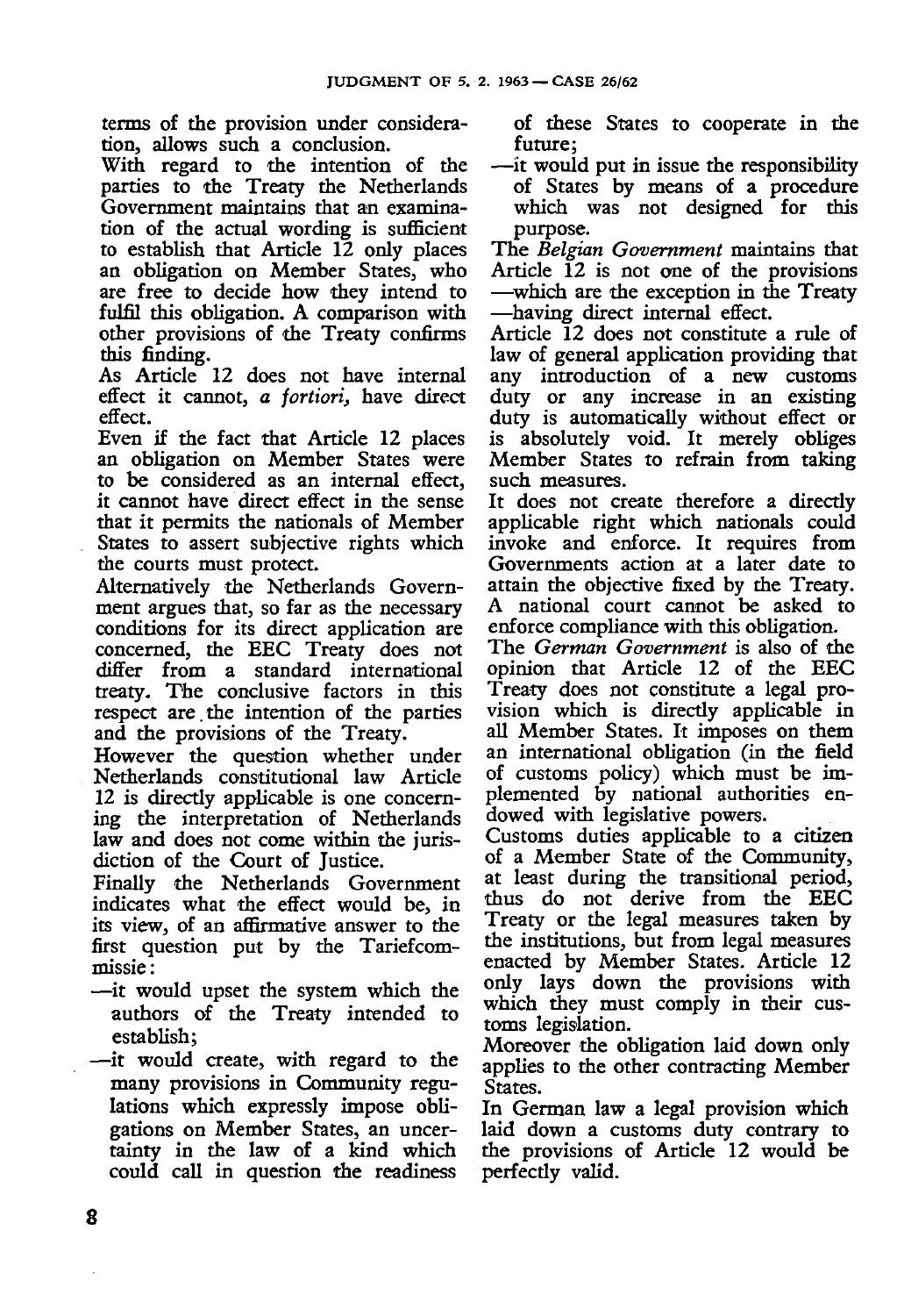terms of the provision under consideration, allows such a conclusion.

With regard to the intention of the parties to the Treaty the Netherlands Government maintains that an examination of the actual wording is sufficient to establish that Article 12 only places an obligation on Member States, who are free to decide how they intend to fulfil this obligation. A comparison with other provisions of the Treaty confirms this finding.

As Article 12 does not have internal effect it cannot, *a fortiori*, have direct effect.

Even if the fact that Article 12 places an obligation on Member States were to be considered as an internal effect, it cannot have direct effect in the sense that it permits the nationals of Member States to assert subjective rights which the courts must protect.

Alternatively the Netherlands Government argues that, so far as the necessary conditions for its direct application are concerned, the EEC Treaty does not differ from a standard international treaty. The conclusive factors in this respect are the intention of the parties and the provisions of the Treaty.

However the question whether under Netherlands constitutional law Article 12 is directly applicable is one concerning the interpretation of Netherlands law and does not come within the jurisdiction of the Court of Justice.

Finally the Netherlands Government indicates what the effect would be, in its view, of an affirmative answer to the first question put by the Tariefcommissie:

—it would upset the system which the authors of the Treaty intended to establish;

—it would create, with regard to the many provisions in Community regulations which expressly impose obligations on Member States, an uncertainty in the law of a kind which could call in question the readiness of these States to cooperate in the future;

—it would put in issue the responsibility of States by means of a procedure which was not designed for this purpose.

The *Belgian Government* maintains that Article 12 is not one of the provisions —which are the exception in the Treaty —having direct internal effect.

Article 12 does not constitute a rule of law of general application providing that any introduction of a new customs duty or any increase in an existing duty is automatically without effect or is absolutely void. It merely obliges Member States to refrain from taking such measures.

It does not create therefore a directly applicable right which nationals could invoke and enforce. It requires from Governments action at a later date to attain the objective fixed by the Treaty. A national court cannot be asked to enforce compliance with this obligation.

The *German Government* is also of the opinion that Article 12 of the EEC Treaty does not constitute a legal provision which is directly applicable in all Member States. It imposes on them an international obligation (in the field of customs policy) which must be implemented by national authorities endowed with legislative powers.

Customs duties applicable to a citizen of a Member State of the Community, at least during the transitional period, thus do not derive from the EEC Treaty or the legal measures taken by the institutions, but from legal measures enacted by Member States. Article 12 only lays down the provisions with which they must comply in their customs legislation.

Moreover the obligation laid down only applies to the other contracting Member States.

In German law a legal provision which laid down a customs duty contrary to the provisions of Article 12 would be perfectly valid.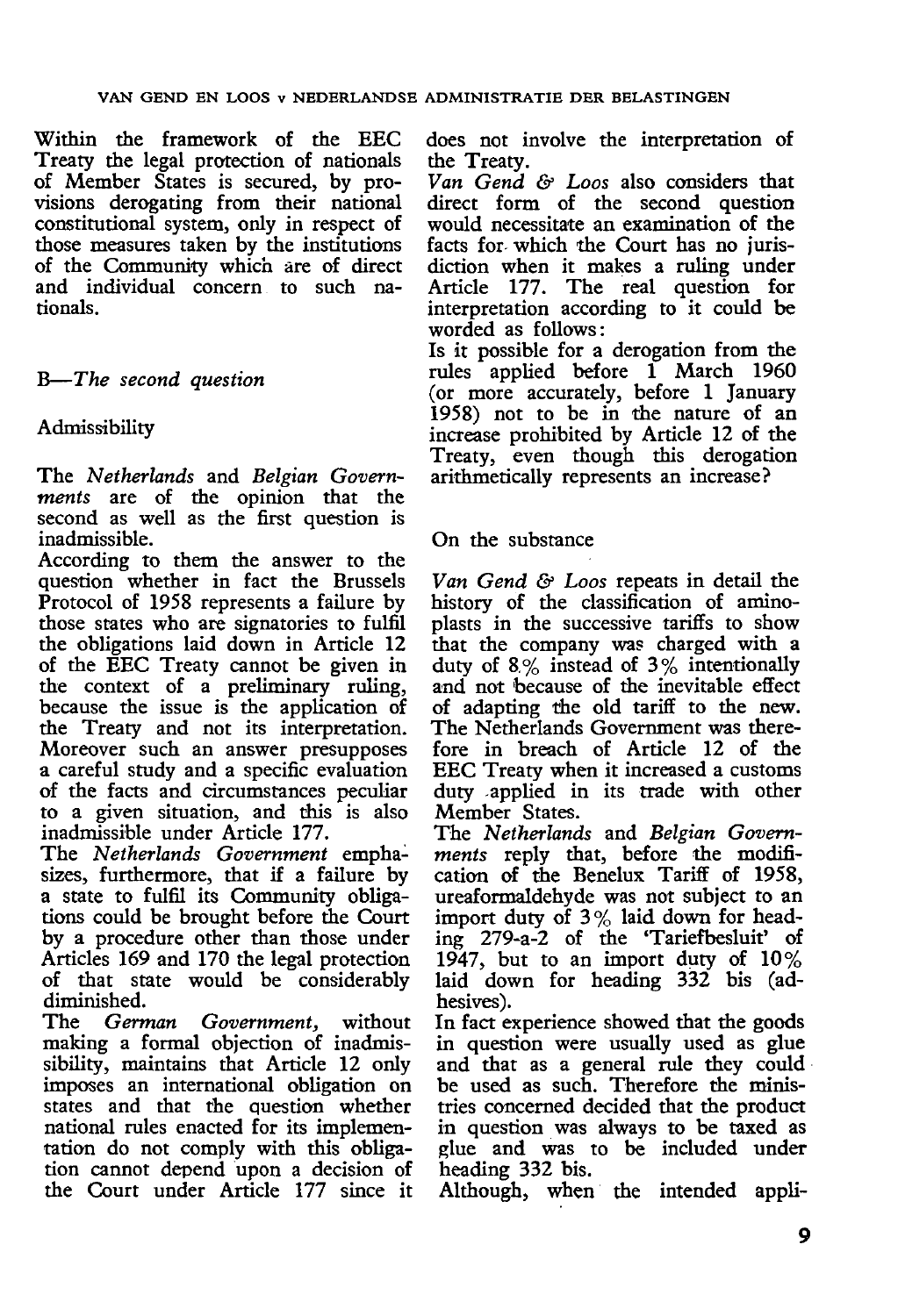Within the framework of the EEC Treaty the legal protection of nationals of Member States is secured, by provisions derogating from their national constitutional system, only in respect of those measures taken by the institutions of the Community which are of direct and individual concern to such nationals.

### B—*The second question*

Admissibility

The *Netherlands* and *Belgian Governments* are of the opinion that the second as well as the first question is inadmissible.

According to them the answer to the question whether in fact the Brussels Protocol of 1958 represents a failure by those states who are signatories to fulfil the obligations laid down in Article 12 of the EEC Treaty cannot be given in the context of a preliminary ruling, because the issue is the application of the Treaty and not its interpretation. Moreover such an answer presupposes a careful study and a specific evaluation of the facts and circumstances peculiar to a given situation, and this is also inadmissible under Article 177.

The *Netherlands Government* emphasizes, furthermore, that if a failure by a state to fulfil its Community obligations could be brought before the Court by a procedure other than those under Articles 169 and 170 the legal protection of that state would be considerably diminished.

The *German Government,* without making a formal objection of inadmissibility, maintains that Article 12 only imposes an international obligation on states and that the question whether national rules enacted for its implementation do not comply with this obligation cannot depend upon a decision of the Court under Article 177 since it does not involve the interpretation of the Treaty.

*Van Gend & Loos* also considers that direct form of the second question would necessitate an examination of the facts for which the Court has no jurisdiction when it makes a ruling under Article 177. The real question for interpretation according to it could be worded as follows:

Is it possible for a derogation from the rules applied before 1 March 1960 (or more accurately, before 1 January 1958) not to be in the nature of an increase prohibited by Article 12 of the Treaty, even though this derogation arithmetically represents an increase?

On the substance

*Van Gend & Loos* repeats in detail the history of the classification of aminoplasts in the successive tariffs to show that the company was charged with a duty of 8% instead of 3% intentionally and not because of the inevitable effect of adapting the old tariff to the new. The Netherlands Government was therefore in breach of Article 12 of the EEC Treaty when it increased a customs duty applied in its trade with other Member States.

The *Netherlands* and *Belgian Governments* reply that, before the modification of the Benelux Tariff of 1958, ureaformaldehyde was not subject to an import duty of 3% laid down for heading 279-a-2 of the 'Tariefbesluit' of 1947, but to an import duty of 10% laid down for heading 332 bis (adhesives).

In fact experience showed that the goods in question were usually used as glue and that as a general rule they could be used as such. Therefore the ministries concerned decided that the product in question was always to be taxed as glue and was to be included under heading 332 bis.

Although, when the intended appli-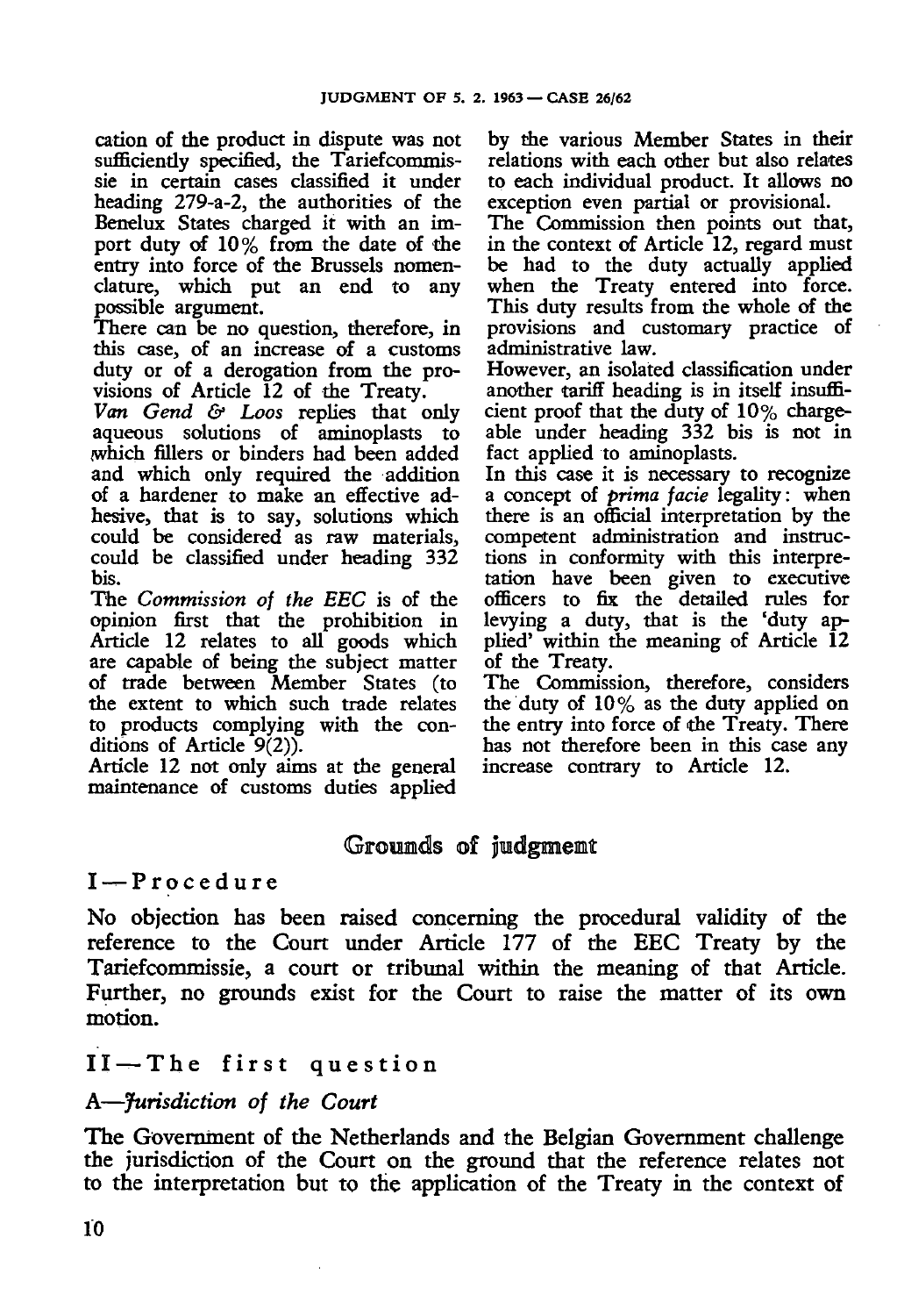cation of the product in dispute was not sufficiently specified, the Tariefcommissie in certain cases classified it under heading 279-a-2, the authorities of the Benelux States charged it with an import duty of 10% from the date of the entry into force of the Brussels nomenclature, which put an end to any possible argument.

There can be no question, therefore, in this case, of an increase of a customs duty or of a derogation from the provisions of Article 12 of the Treaty.

*Van Gend & Loos* replies that only aqueous solutions of aminoplasts to which fillers or binders had been added and which only required the addition of a hardener to make an effective adhesive, that is to say, solutions which could be considered as raw materials, could be classified under heading 332 bis.

The *Commission of the EEC* is of the opinion first that the prohibition in Article 12 relates to all goods which are capable of being the subject matter of trade between Member States (to the extent to which such trade relates to products complying with the conditions of Article 9(2)).

Article 12 not only aims at the general maintenance of customs duties applied by the various Member States in their relations with each other but also relates to each individual product. It allows no exception even partial or provisional.

The Commission then points out that, in the context of Article 12, regard must be had to the duty actually applied when the Treaty entered into force. This duty results from the whole of the provisions and customary practice of administrative law.

However, an isolated classification under another tariff heading is in itself insufficient proof that the duty of 10% chargeable under heading 332 bis is not in fact applied to aminoplasts.

In this case it is necessary to recognize a concept of *prima facie* legality: when there is an official interpretation by the competent administration and instructions in conformity with this interpretation have been given to executive officers to fix the detailed rules for levying a duty, that is the 'duty applied' within the meaning of Article 12 of the Treaty.

The Commission, therefore, considers the duty of 10% as the duty applied on the entry into force of the Treaty. There has not therefore been in this case any increase contrary to Article 12.

## Grounds of judgment

### I — Procedure

No objection has been raised concerning the procedural validity of the reference to the Court under Article 177 of the EEC Treaty by the Tariefcommissie, a court or tribunal within the meaning of that Article. Further, no grounds exist for the Court to raise the matter of its own motion.

### II — The first question

#### *A—Jurisdiction of the Court*

The Government of the Netherlands and the Belgian Government challenge the jurisdiction of the Court on the ground that the reference relates not to the interpretation but to the application of the Treaty in the context of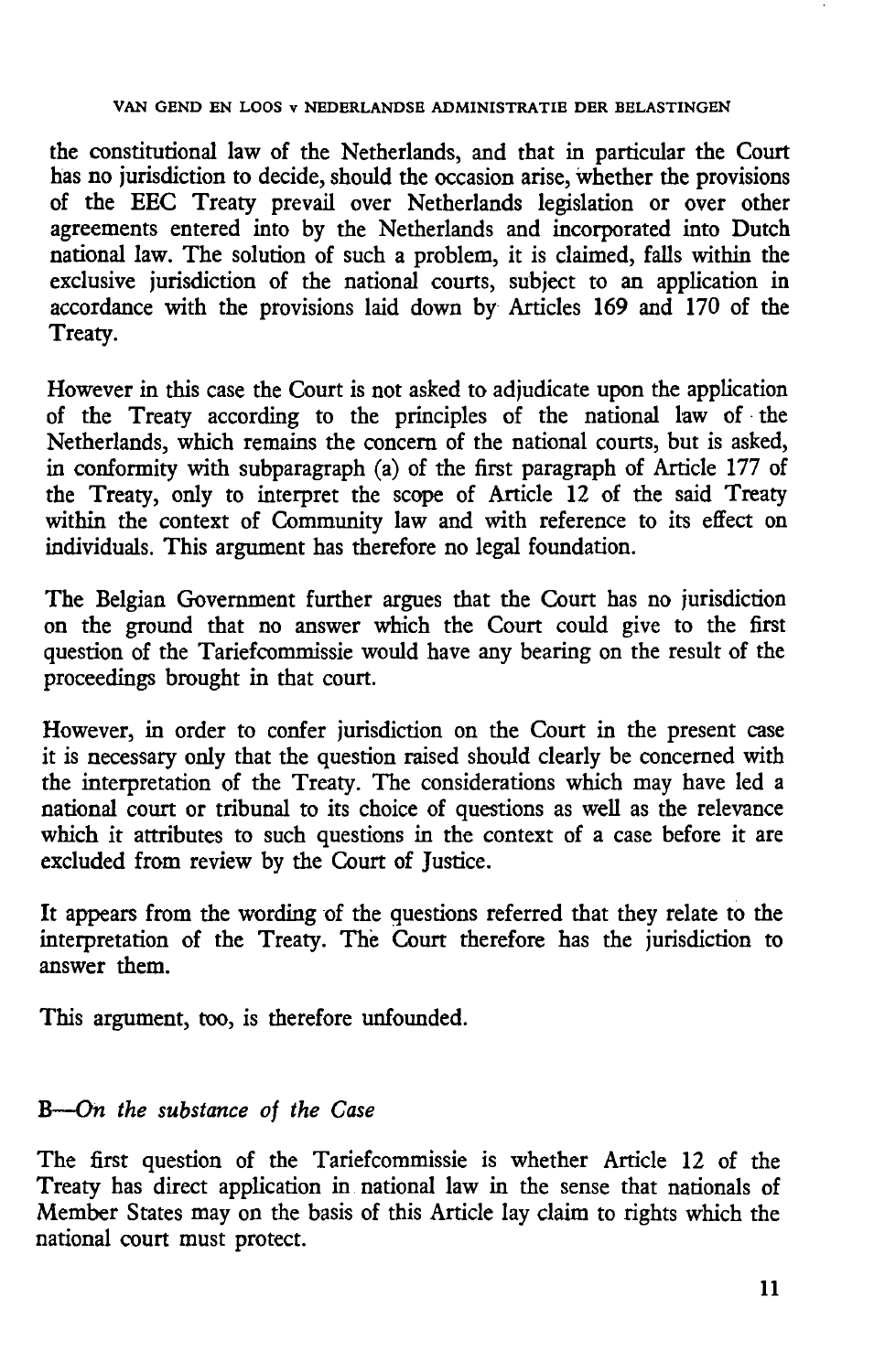the constitutional law of the Netherlands, and that in particular the Court has no jurisdiction to decide, should the occasion arise, whether the provisions of the EEC Treaty prevail over Netherlands legislation or over other agreements entered into by the Netherlands and incorporated into Dutch national law. The solution of such a problem, it is claimed, falls within the exclusive jurisdiction of the national courts, subject to an application in accordance with the provisions laid down by Articles 169 and 170 of the Treaty.

However in this case the Court is not asked to adjudicate upon the application of the Treaty according to the principles of the national law of the Netherlands, which remains the concern of the national courts, but is asked, in conformity with subparagraph (a) of the first paragraph of Article 177 of the Treaty, only to interpret the scope of Article 12 of the said Treaty within the context of Community law and with reference to its effect on individuals. This argument has therefore no legal foundation.

The Belgian Government further argues that the Court has no jurisdiction on the ground that no answer which the Court could give to the first question of the Tariefcommissie would have any bearing on the result of the proceedings brought in that court.

However, in order to confer jurisdiction on the Court in the present case it is necessary only that the question raised should clearly be concerned with the interpretation of the Treaty. The considerations which may have led a national court or tribunal to its choice of questions as well as the relevance which it attributes to such questions in the context of a case before it are excluded from review by the Court of Justice.

It appears from the wording of the questions referred that they relate to the interpretation of the Treaty. The Court therefore has the jurisdiction to answer them.

This argument, too, is therefore unfounded.

## B—*On the substance of the Case*

The first question of the Tariefcommissie is whether Article 12 of the Treaty has direct application in national law in the sense that nationals of Member States may on the basis of this Article lay claim to rights which the national court must protect.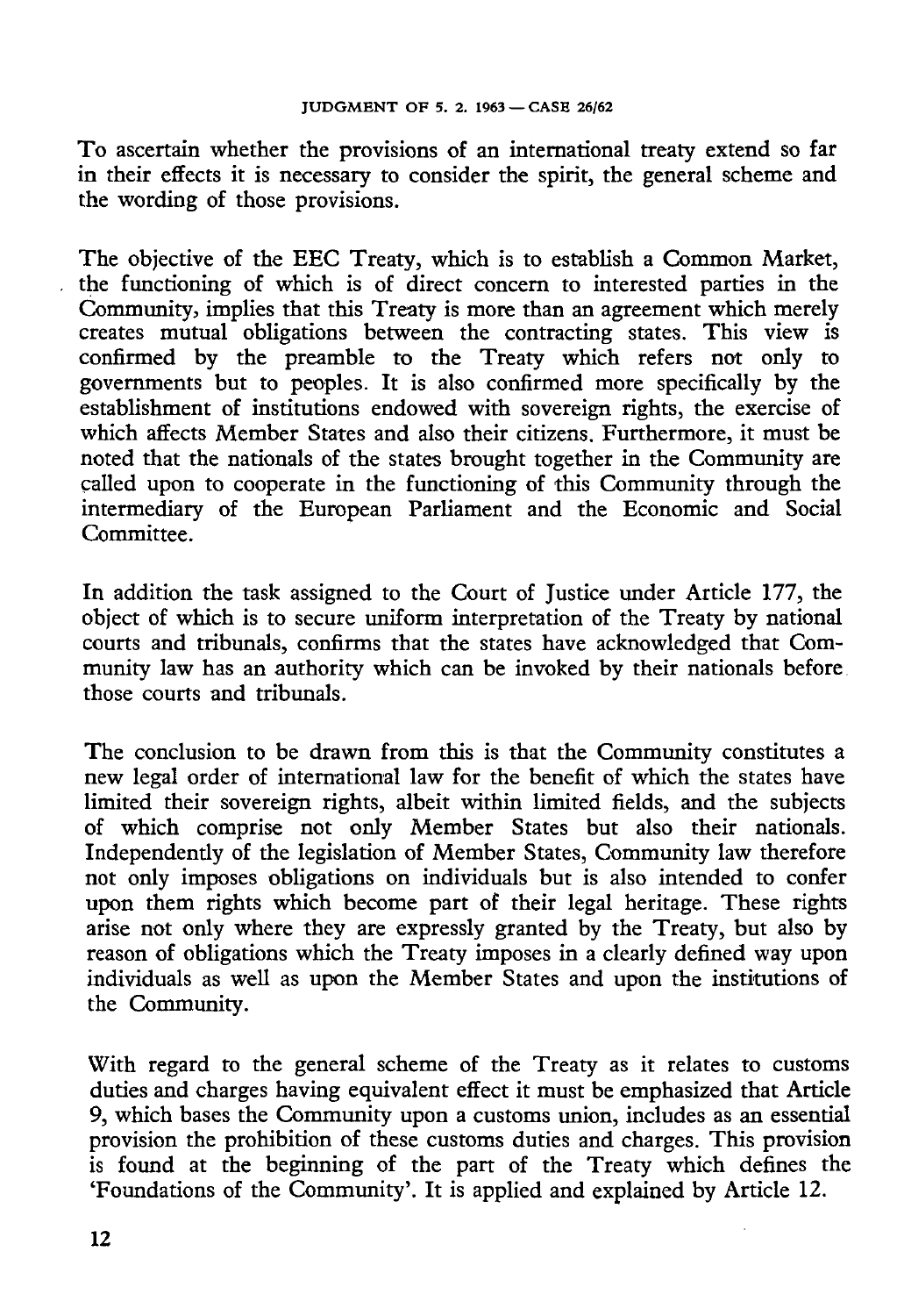To ascertain whether the provisions of an international treaty extend so far in their effects it is necessary to consider the spirit, the general scheme and the wording of those provisions.

The objective of the EEC Treaty, which is to establish a Common Market, the functioning of which is of direct concern to interested parties in the Community, implies that this Treaty is more than an agreement which merely creates mutual obligations between the contracting states. This view is confirmed by the preamble to the Treaty which refers not only to governments but to peoples. It is also confirmed more specifically by the establishment of institutions endowed with sovereign rights, the exercise of which affects Member States and also their citizens. Furthermore, it must be noted that the nationals of the states brought together in the Community are called upon to cooperate in the functioning of this Community through the intermediary of the European Parliament and the Economic and Social Committee.

In addition the task assigned to the Court of Justice under Article 177, the object of which is to secure uniform interpretation of the Treaty by national courts and tribunals, confirms that the states have acknowledged that Community law has an authority which can be invoked by their nationals before those courts and tribunals.

The conclusion to be drawn from this is that the Community constitutes a new legal order of international law for the benefit of which the states have limited their sovereign rights, albeit within limited fields, and the subjects of which comprise not only Member States but also their nationals. Independently of the legislation of Member States, Community law therefore not only imposes obligations on individuals but is also intended to confer upon them rights which become part of their legal heritage. These rights arise not only where they are expressly granted by the Treaty, but also by reason of obligations which the Treaty imposes in a clearly defined way upon individuals as well as upon the Member States and upon the institutions of the Community.

With regard to the general scheme of the Treaty as it relates to customs duties and charges having equivalent effect it must be emphasized that Article 9, which bases the Community upon a customs union, includes as an essential provision the prohibition of these customs duties and charges. This provision is found at the beginning of the part of the Treaty which defines the 'Foundations of the Community'. It is applied and explained by Article 12.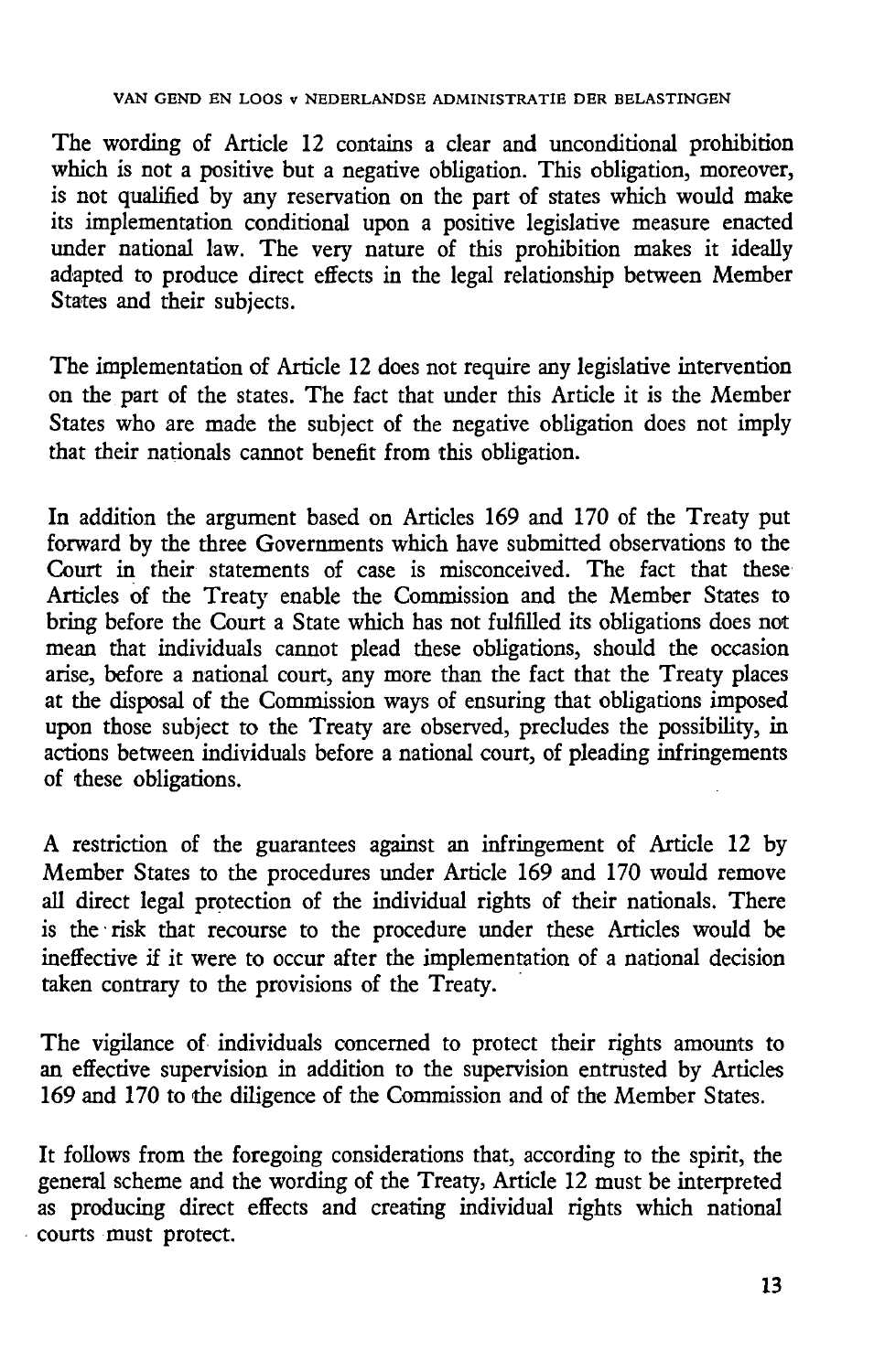The wording of Article 12 contains a clear and unconditional prohibition which is not a positive but a negative obligation. This obligation, moreover, is not qualified by any reservation on the part of states which would make its implementation conditional upon a positive legislative measure enacted under national law. The very nature of this prohibition makes it ideally adapted to produce direct effects in the legal relationship between Member States and their subjects.

The implementation of Article 12 does not require any legislative intervention on the part of the states. The fact that under this Article it is the Member States who are made the subject of the negative obligation does not imply that their nationals cannot benefit from this obligation.

In addition the argument based on Articles 169 and 170 of the Treaty put forward by the three Governments which have submitted observations to the Court in their statements of case is misconceived. The fact that these Articles of the Treaty enable the Commission and the Member States to bring before the Court a State which has not fulfilled its obligations does not mean that individuals cannot plead these obligations, should the occasion arise, before a national court, any more than the fact that the Treaty places at the disposal of the Commission ways of ensuring that obligations imposed upon those subject to the Treaty are observed, precludes the possibility, in actions between individuals before a national court, of pleading infringements of these obligations.

A restriction of the guarantees against an infringement of Article 12 by Member States to the procedures under Article 169 and 170 would remove all direct legal protection of the individual rights of their nationals. There is the risk that recourse to the procedure under these Articles would be ineffective if it were to occur after the implementation of a national decision taken contrary to the provisions of the Treaty.

The vigilance of individuals concerned to protect their rights amounts to an effective supervision in addition to the supervision entrusted by Articles 169 and 170 to the diligence of the Commission and of the Member States.

It follows from the foregoing considerations that, according to the spirit, the general scheme and the wording of the Treaty, Article 12 must be interpreted as producing direct effects and creating individual rights which national courts must protect.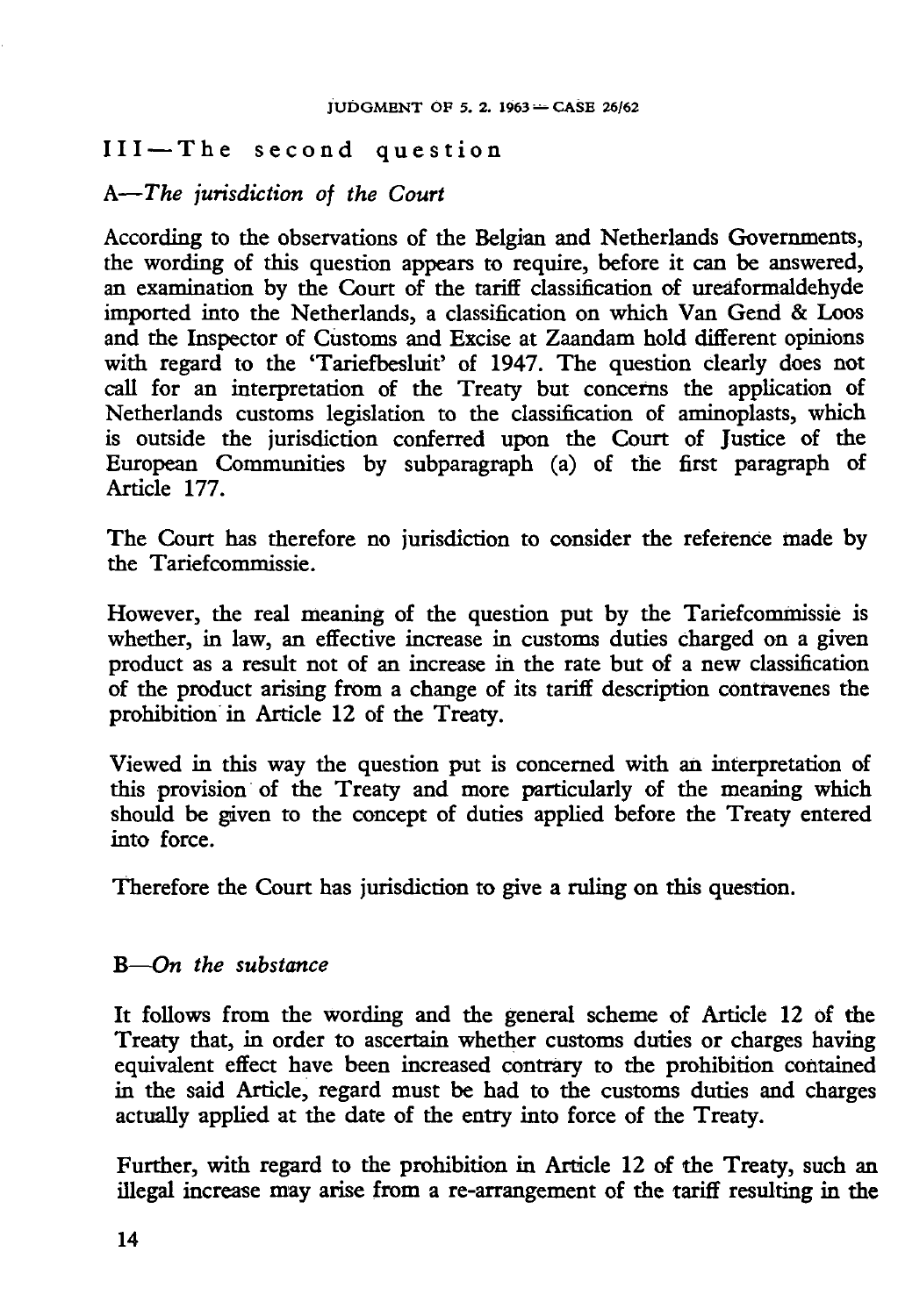## III—The second question

### *A—The jurisdiction of the Court*

According to the observations of the Belgian and Netherlands Governments, the wording of this question appears to require, before it can be answered, an examination by the Court of the tariff classification of ureaformaldehyde imported into the Netherlands, a classification on which Van Gend & Loos and the Inspector of Customs and Excise at Zaandam hold different opinions with regard to the 'Tariefbesluit' of 1947. The question clearly does not call for an interpretation of the Treaty but concerns the application of Netherlands customs legislation to the classification of aminoplasts, which is outside the jurisdiction conferred upon the Court of Justice of the European Communities by subparagraph (a) of the first paragraph of Article 177.

The Court has therefore no jurisdiction to consider the reference made by the Tariefcommissie.

However, the real meaning of the question put by the Tariefcommissie is whether, in law, an effective increase in customs duties charged on a given product as a result not of an increase in the rate but of a new classification of the product arising from a change of its tariff description contravenes the prohibition in Article 12 of the Treaty.

Viewed in this way the question put is concerned with an interpretation of this provision of the Treaty and more particularly of the meaning which should be given to the concept of duties applied before the Treaty entered into force.

Therefore the Court has jurisdiction to give a ruling on this question.

### *B—On the substance*

It follows from the wording and the general scheme of Article 12 of the Treaty that, in order to ascertain whether customs duties or charges having equivalent effect have been increased contrary to the prohibition contained in the said Article, regard must be had to the customs duties and charges actually applied at the date of the entry into force of the Treaty.

Further, with regard to the prohibition in Article 12 of the Treaty, such an illegal increase may arise from a re-arrangement of the tariff resulting in the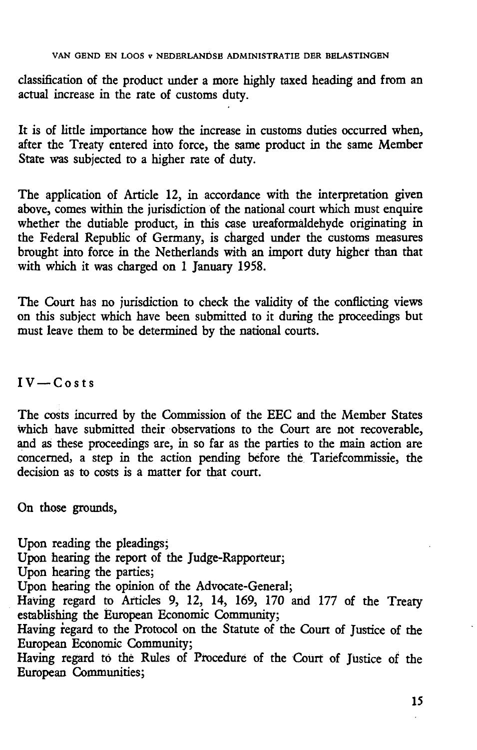classification of the product under a more highly taxed heading and from an actual increase in the rate of customs duty.

It is of little importance how the increase in customs duties occurred when, after the Treaty entered into force, the same product in the same Member State was subjected to a higher rate of duty.

The application of Article 12, in accordance with the interpretation given above, comes within the jurisdiction of the national court which must enquire whether the dutiable product, in this case ureaformaldehyde originating in the Federal Republic of Germany, is charged under the customs measures brought into force in the Netherlands with an import duty higher than that with which it was charged on 1 January 1958.

The Court has no jurisdiction to check the validity of the conflicting views on this subject which have been submitted to it during the proceedings but must leave them to be determined by the national courts.

## IV — Costs

The costs incurred by the Commission of the EEC and the Member States which have submitted their observations to the Court are not recoverable, and as these proceedings are, in so far as the parties to the main action are concerned, a step in the action pending before the Tariefcommissie, the decision as to costs is a matter for that court.

On those grounds,

Upon reading the pleadings;
Upon hearing the report of the Judge-Rapporteur;
Upon hearing the parties;
Upon hearing the opinion of the Advocate-General;
Having regard to Articles 9, 12, 14, 169, 170 and 177 of the Treaty establishing the European Economic Community;
Having regard to the Protocol on the Statute of the Court of Justice of the European Economic Community;
Having regard to the Rules of Procedure of the Court of Justice of the European Communities;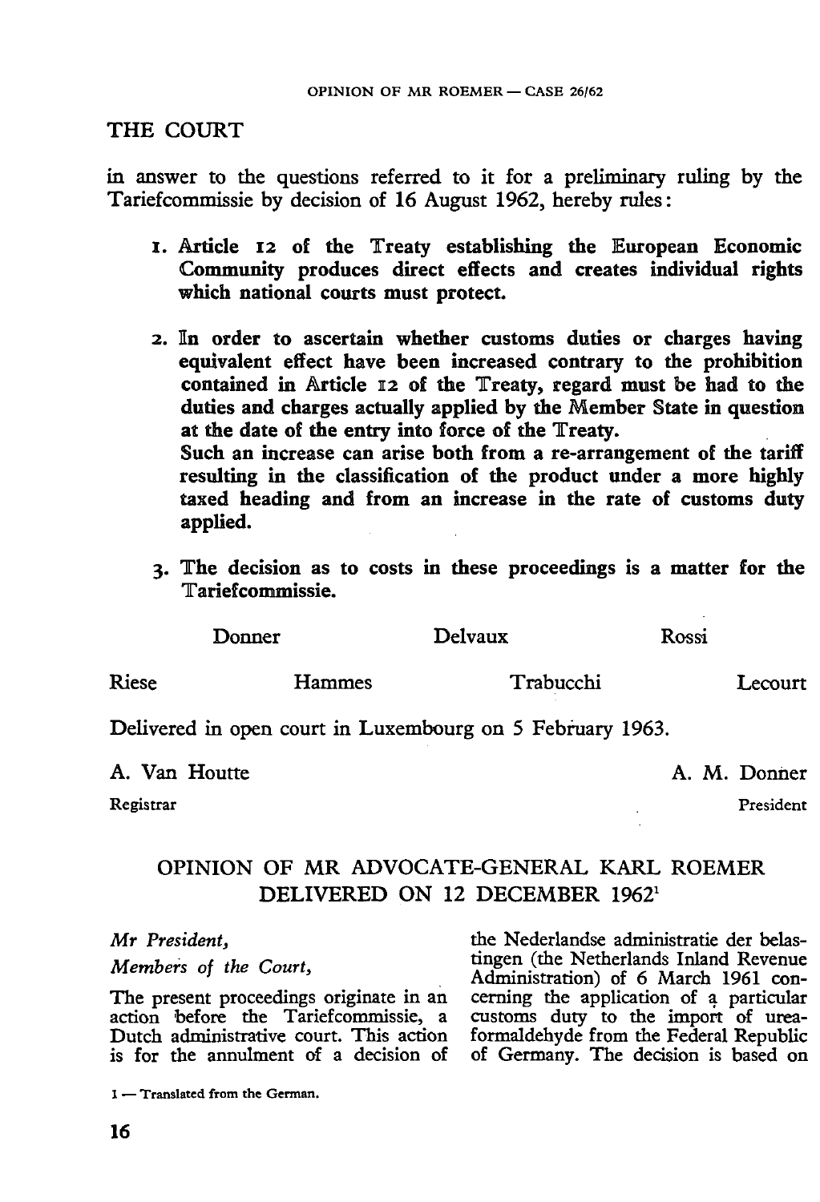THE COURT

in answer to the questions referred to it for a preliminary ruling by the Tariefcommissie by decision of 16 August 1962, hereby rules:

1. **Article 12 of the Treaty establishing the European Economic Community produces direct effects and creates individual rights which national courts must protect.**

2. **In order to ascertain whether customs duties or charges having equivalent effect have been increased contrary to the prohibition contained in Article 12 of the Treaty, regard must be had to the duties and charges actually applied by the Member State in question at the date of the entry into force of the Treaty.**
   **Such an increase can arise both from a re-arrangement of the tariff resulting in the classification of the product under a more highly taxed heading and from an increase in the rate of customs duty applied.**

3. **The decision as to costs in these proceedings is a matter for the Tariefcommissie.**

Donner Delvaux Rossi

Riese Hammes Trabucchi Lecourt

Delivered in open court in Luxembourg on 5 February 1963.

A. Van Houtte
Registrar

A. M. Donner
President

## OPINION OF MR ADVOCATE-GENERAL KARL ROEMER DELIVERED ON 12 DECEMBER 1962[1]

*Mr President,*

*Members of the Court,*

The present proceedings originate in an action before the Tariefcommissie, a Dutch administrative court. This action is for the annulment of a decision of the Nederlandse administratie der belastingen (the Netherlands Inland Revenue Administration) of 6 March 1961 concerning the application of a particular customs duty to the import of urea-formaldehyde from the Federal Republic of Germany. The decision is based on

1 — Translated from the German.